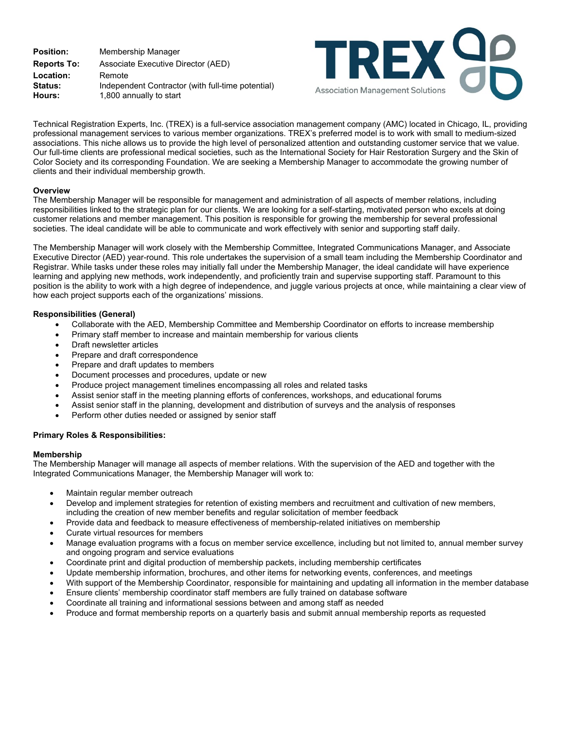| | |
|---|---|
| **Position:** | Membership Manager |
| **Reports To:** | Associate Executive Director (AED) |
| **Location:** | Remote |
| **Status:** | Independent Contractor (with full-time potential) |
| **Hours:** | 1,800 annually to start |

TREX
Association Management Solutions

Technical Registration Experts, Inc. (TREX) is a full-service association management company (AMC) located in Chicago, IL, providing professional management services to various member organizations. TREX's preferred model is to work with small to medium-sized associations. This niche allows us to provide the high level of personalized attention and outstanding customer service that we value. Our full-time clients are professional medical societies, such as the International Society for Hair Restoration Surgery and the Skin of Color Society and its corresponding Foundation. We are seeking a Membership Manager to accommodate the growing number of clients and their individual membership growth.

**Overview**

The Membership Manager will be responsible for management and administration of all aspects of member relations, including responsibilities linked to the strategic plan for our clients. We are looking for a self-starting, motivated person who excels at doing customer relations and member management. This position is responsible for growing the membership for several professional societies. The ideal candidate will be able to communicate and work effectively with senior and supporting staff daily.

The Membership Manager will work closely with the Membership Committee, Integrated Communications Manager, and Associate Executive Director (AED) year-round. This role undertakes the supervision of a small team including the Membership Coordinator and Registrar. While tasks under these roles may initially fall under the Membership Manager, the ideal candidate will have experience learning and applying new methods, work independently, and proficiently train and supervise supporting staff. Paramount to this position is the ability to work with a high degree of independence, and juggle various projects at once, while maintaining a clear view of how each project supports each of the organizations' missions.

**Responsibilities (General)**

- Collaborate with the AED, Membership Committee and Membership Coordinator on efforts to increase membership
- Primary staff member to increase and maintain membership for various clients
- Draft newsletter articles
- Prepare and draft correspondence
- Prepare and draft updates to members
- Document processes and procedures, update or new
- Produce project management timelines encompassing all roles and related tasks
- Assist senior staff in the meeting planning efforts of conferences, workshops, and educational forums
- Assist senior staff in the planning, development and distribution of surveys and the analysis of responses
- Perform other duties needed or assigned by senior staff

**Primary Roles & Responsibilities:**

**Membership**

The Membership Manager will manage all aspects of member relations. With the supervision of the AED and together with the Integrated Communications Manager, the Membership Manager will work to:

- Maintain regular member outreach
- Develop and implement strategies for retention of existing members and recruitment and cultivation of new members, including the creation of new member benefits and regular solicitation of member feedback
- Provide data and feedback to measure effectiveness of membership-related initiatives on membership
- Curate virtual resources for members
- Manage evaluation programs with a focus on member service excellence, including but not limited to, annual member survey and ongoing program and service evaluations
- Coordinate print and digital production of membership packets, including membership certificates
- Update membership information, brochures, and other items for networking events, conferences, and meetings
- With support of the Membership Coordinator, responsible for maintaining and updating all information in the member database
- Ensure clients' membership coordinator staff members are fully trained on database software
- Coordinate all training and informational sessions between and among staff as needed
- Produce and format membership reports on a quarterly basis and submit annual membership reports as requested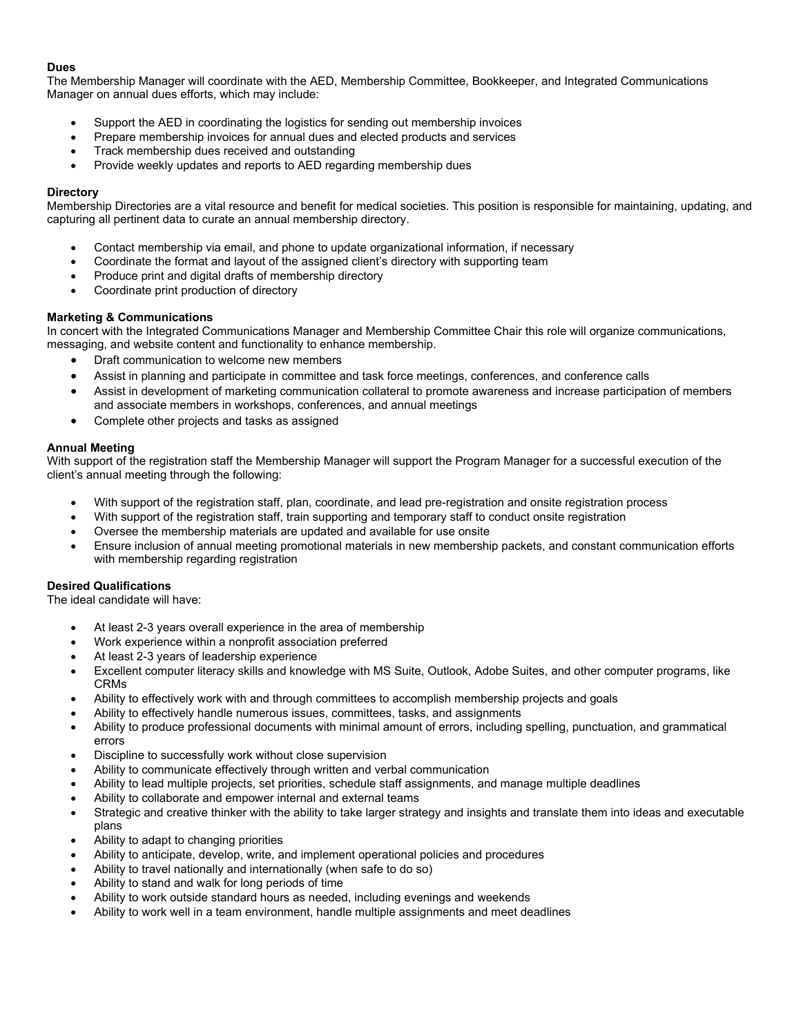**Dues**

The Membership Manager will coordinate with the AED, Membership Committee, Bookkeeper, and Integrated Communications Manager on annual dues efforts, which may include:

- Support the AED in coordinating the logistics for sending out membership invoices
- Prepare membership invoices for annual dues and elected products and services
- Track membership dues received and outstanding
- Provide weekly updates and reports to AED regarding membership dues

**Directory**

Membership Directories are a vital resource and benefit for medical societies. This position is responsible for maintaining, updating, and capturing all pertinent data to curate an annual membership directory.

- Contact membership via email, and phone to update organizational information, if necessary
- Coordinate the format and layout of the assigned client's directory with supporting team
- Produce print and digital drafts of membership directory
- Coordinate print production of directory

**Marketing & Communications**

In concert with the Integrated Communications Manager and Membership Committee Chair this role will organize communications, messaging, and website content and functionality to enhance membership.

- Draft communication to welcome new members
- Assist in planning and participate in committee and task force meetings, conferences, and conference calls
- Assist in development of marketing communication collateral to promote awareness and increase participation of members and associate members in workshops, conferences, and annual meetings
- Complete other projects and tasks as assigned

**Annual Meeting**

With support of the registration staff the Membership Manager will support the Program Manager for a successful execution of the client's annual meeting through the following:

- With support of the registration staff, plan, coordinate, and lead pre-registration and onsite registration process
- With support of the registration staff, train supporting and temporary staff to conduct onsite registration
- Oversee the membership materials are updated and available for use onsite
- Ensure inclusion of annual meeting promotional materials in new membership packets, and constant communication efforts with membership regarding registration

**Desired Qualifications**

The ideal candidate will have:

- At least 2-3 years overall experience in the area of membership
- Work experience within a nonprofit association preferred
- At least 2-3 years of leadership experience
- Excellent computer literacy skills and knowledge with MS Suite, Outlook, Adobe Suites, and other computer programs, like CRMs
- Ability to effectively work with and through committees to accomplish membership projects and goals
- Ability to effectively handle numerous issues, committees, tasks, and assignments
- Ability to produce professional documents with minimal amount of errors, including spelling, punctuation, and grammatical errors
- Discipline to successfully work without close supervision
- Ability to communicate effectively through written and verbal communication
- Ability to lead multiple projects, set priorities, schedule staff assignments, and manage multiple deadlines
- Ability to collaborate and empower internal and external teams
- Strategic and creative thinker with the ability to take larger strategy and insights and translate them into ideas and executable plans
- Ability to adapt to changing priorities
- Ability to anticipate, develop, write, and implement operational policies and procedures
- Ability to travel nationally and internationally (when safe to do so)
- Ability to stand and walk for long periods of time
- Ability to work outside standard hours as needed, including evenings and weekends
- Ability to work well in a team environment, handle multiple assignments and meet deadlines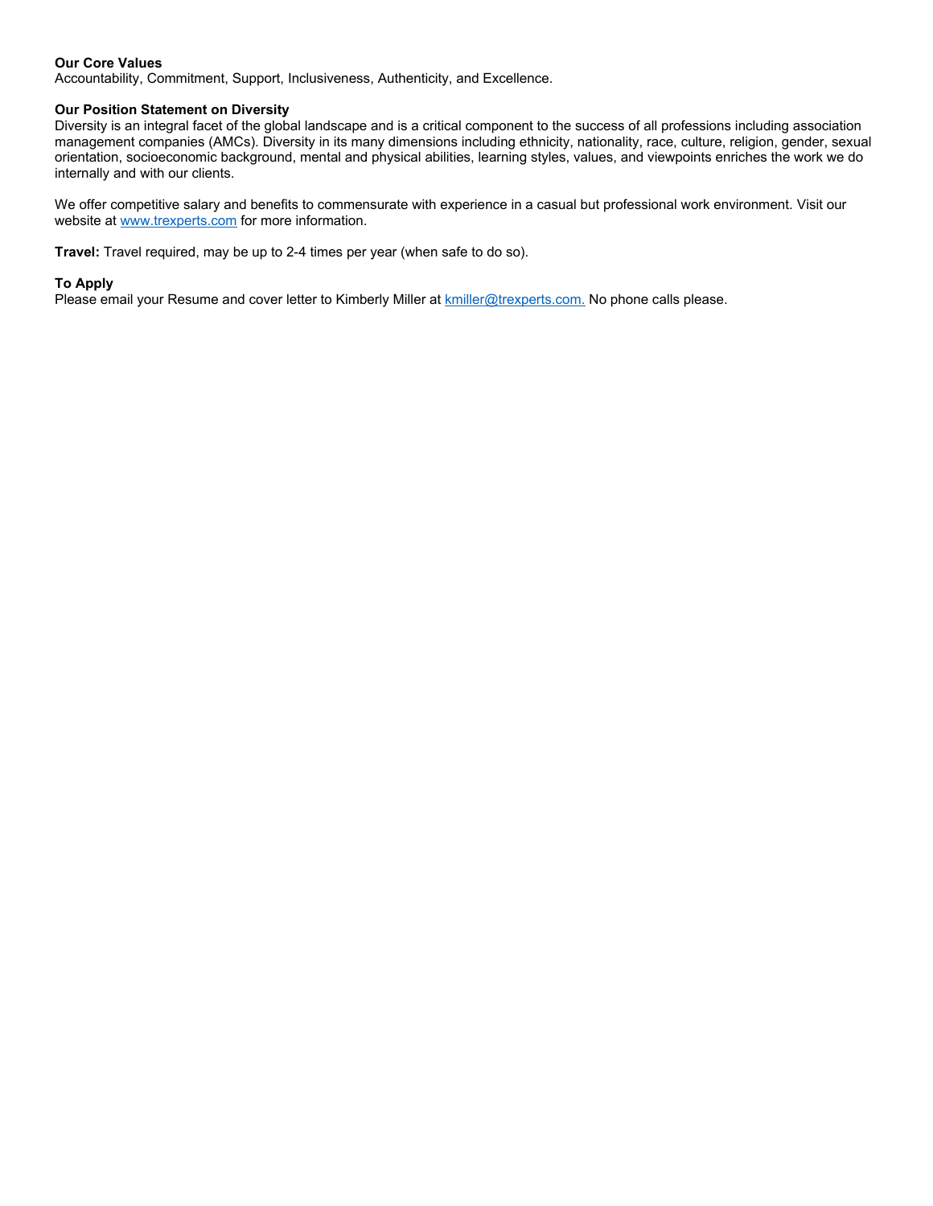**Our Core Values**
Accountability, Commitment, Support, Inclusiveness, Authenticity, and Excellence.

**Our Position Statement on Diversity**
Diversity is an integral facet of the global landscape and is a critical component to the success of all professions including association management companies (AMCs). Diversity in its many dimensions including ethnicity, nationality, race, culture, religion, gender, sexual orientation, socioeconomic background, mental and physical abilities, learning styles, values, and viewpoints enriches the work we do internally and with our clients.

We offer competitive salary and benefits to commensurate with experience in a casual but professional work environment. Visit our website at www.trexperts.com for more information.

**Travel:** Travel required, may be up to 2-4 times per year (when safe to do so).

**To Apply**
Please email your Resume and cover letter to Kimberly Miller at kmiller@trexperts.com. No phone calls please.